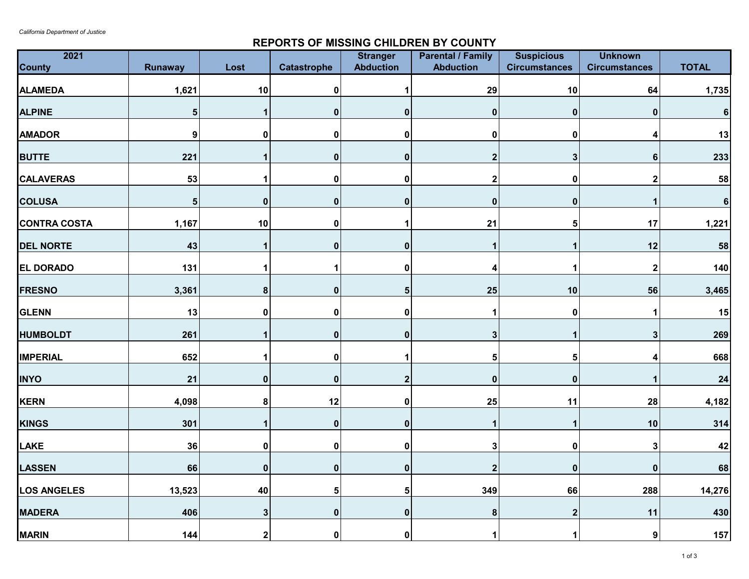*California Department of Justice*

## REPORTS OF MISSING CHILDREN BY COUNTY

| 2021<br>County | Runaway | Lost | Catastrophe | Stranger Abduction | Parental / Family Abduction | Suspicious Circumstances | Unknown Circumstances | TOTAL |
|---|---|---|---|---|---|---|---|---|
| ALAMEDA | 1,621 | 10 | 0 | 1 | 29 | 10 | 64 | 1,735 |
| ALPINE | 5 | 1 | 0 | 0 | 0 | 0 | 0 | 6 |
| AMADOR | 9 | 0 | 0 | 0 | 0 | 0 | 4 | 13 |
| BUTTE | 221 | 1 | 0 | 0 | 2 | 3 | 6 | 233 |
| CALAVERAS | 53 | 1 | 0 | 0 | 2 | 0 | 2 | 58 |
| COLUSA | 5 | 0 | 0 | 0 | 0 | 0 | 1 | 6 |
| CONTRA COSTA | 1,167 | 10 | 0 | 1 | 21 | 5 | 17 | 1,221 |
| DEL NORTE | 43 | 1 | 0 | 0 | 1 | 1 | 12 | 58 |
| EL DORADO | 131 | 1 | 1 | 0 | 4 | 1 | 2 | 140 |
| FRESNO | 3,361 | 8 | 0 | 5 | 25 | 10 | 56 | 3,465 |
| GLENN | 13 | 0 | 0 | 0 | 1 | 0 | 1 | 15 |
| HUMBOLDT | 261 | 1 | 0 | 0 | 3 | 1 | 3 | 269 |
| IMPERIAL | 652 | 1 | 0 | 1 | 5 | 5 | 4 | 668 |
| INYO | 21 | 0 | 0 | 2 | 0 | 0 | 1 | 24 |
| KERN | 4,098 | 8 | 12 | 0 | 25 | 11 | 28 | 4,182 |
| KINGS | 301 | 1 | 0 | 0 | 1 | 1 | 10 | 314 |
| LAKE | 36 | 0 | 0 | 0 | 3 | 0 | 3 | 42 |
| LASSEN | 66 | 0 | 0 | 0 | 2 | 0 | 0 | 68 |
| LOS ANGELES | 13,523 | 40 | 5 | 5 | 349 | 66 | 288 | 14,276 |
| MADERA | 406 | 3 | 0 | 0 | 8 | 2 | 11 | 430 |
| MARIN | 144 | 2 | 0 | 0 | 1 | 1 | 9 | 157 |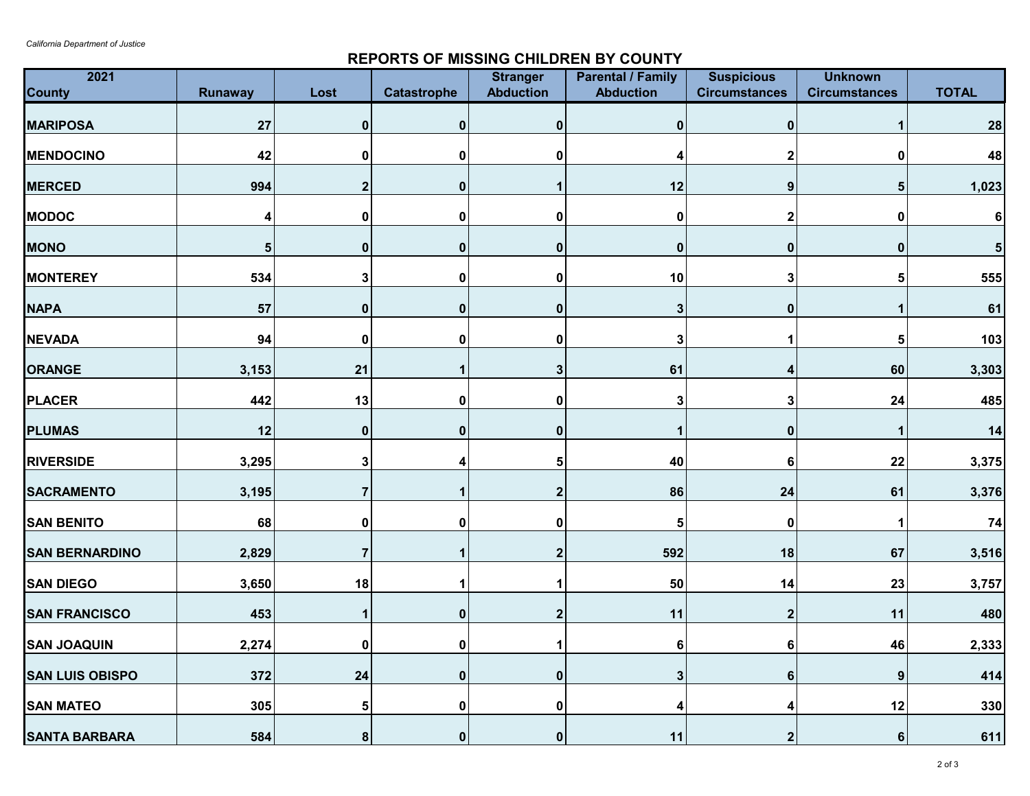*California Department of Justice*

## REPORTS OF MISSING CHILDREN BY COUNTY

| 2021 County | Runaway | Lost | Catastrophe | Stranger Abduction | Parental / Family Abduction | Suspicious Circumstances | Unknown Circumstances | TOTAL |
|---|---|---|---|---|---|---|---|---|
| MARIPOSA | 27 | 0 | 0 | 0 | 0 | 0 | 1 | 28 |
| MENDOCINO | 42 | 0 | 0 | 0 | 4 | 2 | 0 | 48 |
| MERCED | 994 | 2 | 0 | 1 | 12 | 9 | 5 | 1,023 |
| MODOC | 4 | 0 | 0 | 0 | 0 | 2 | 0 | 6 |
| MONO | 5 | 0 | 0 | 0 | 0 | 0 | 0 | 5 |
| MONTEREY | 534 | 3 | 0 | 0 | 10 | 3 | 5 | 555 |
| NAPA | 57 | 0 | 0 | 0 | 3 | 0 | 1 | 61 |
| NEVADA | 94 | 0 | 0 | 0 | 3 | 1 | 5 | 103 |
| ORANGE | 3,153 | 21 | 1 | 3 | 61 | 4 | 60 | 3,303 |
| PLACER | 442 | 13 | 0 | 0 | 3 | 3 | 24 | 485 |
| PLUMAS | 12 | 0 | 0 | 0 | 1 | 0 | 1 | 14 |
| RIVERSIDE | 3,295 | 3 | 4 | 5 | 40 | 6 | 22 | 3,375 |
| SACRAMENTO | 3,195 | 7 | 1 | 2 | 86 | 24 | 61 | 3,376 |
| SAN BENITO | 68 | 0 | 0 | 0 | 5 | 0 | 1 | 74 |
| SAN BERNARDINO | 2,829 | 7 | 1 | 2 | 592 | 18 | 67 | 3,516 |
| SAN DIEGO | 3,650 | 18 | 1 | 1 | 50 | 14 | 23 | 3,757 |
| SAN FRANCISCO | 453 | 1 | 0 | 2 | 11 | 2 | 11 | 480 |
| SAN JOAQUIN | 2,274 | 0 | 0 | 1 | 6 | 6 | 46 | 2,333 |
| SAN LUIS OBISPO | 372 | 24 | 0 | 0 | 3 | 6 | 9 | 414 |
| SAN MATEO | 305 | 5 | 0 | 0 | 4 | 4 | 12 | 330 |
| SANTA BARBARA | 584 | 8 | 0 | 0 | 11 | 2 | 6 | 611 |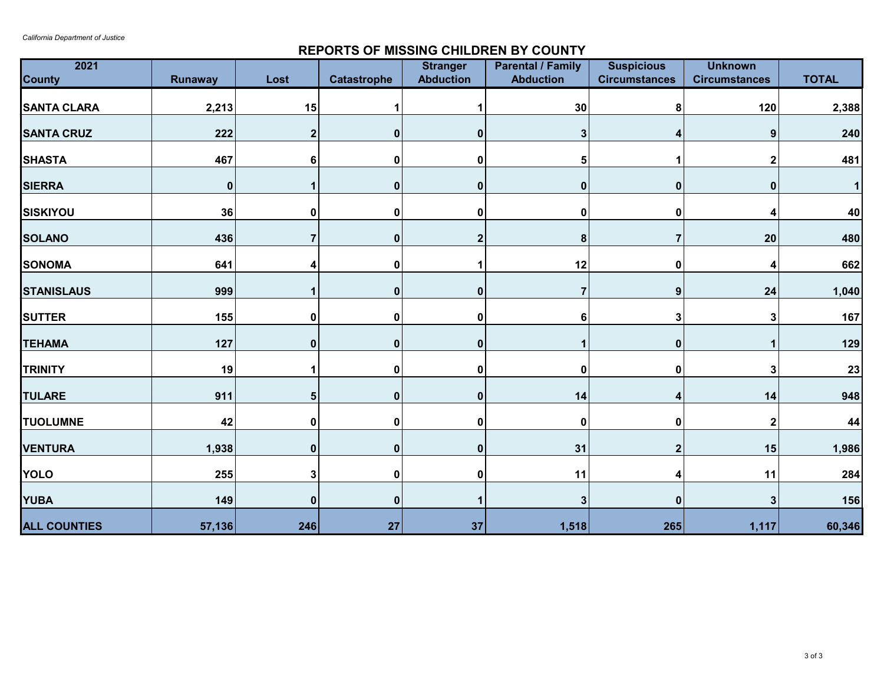*California Department of Justice*

## REPORTS OF MISSING CHILDREN BY COUNTY

| 2021 County | Runaway | Lost | Catastrophe | Stranger Abduction | Parental / Family Abduction | Suspicious Circumstances | Unknown Circumstances | TOTAL |
|---|---|---|---|---|---|---|---|---|
| SANTA CLARA | 2,213 | 15 | 1 | 1 | 30 | 8 | 120 | 2,388 |
| SANTA CRUZ | 222 | 2 | 0 | 0 | 3 | 4 | 9 | 240 |
| SHASTA | 467 | 6 | 0 | 0 | 5 | 1 | 2 | 481 |
| SIERRA | 0 | 1 | 0 | 0 | 0 | 0 | 0 | 1 |
| SISKIYOU | 36 | 0 | 0 | 0 | 0 | 0 | 4 | 40 |
| SOLANO | 436 | 7 | 0 | 2 | 8 | 7 | 20 | 480 |
| SONOMA | 641 | 4 | 0 | 1 | 12 | 0 | 4 | 662 |
| STANISLAUS | 999 | 1 | 0 | 0 | 7 | 9 | 24 | 1,040 |
| SUTTER | 155 | 0 | 0 | 0 | 6 | 3 | 3 | 167 |
| TEHAMA | 127 | 0 | 0 | 0 | 1 | 0 | 1 | 129 |
| TRINITY | 19 | 1 | 0 | 0 | 0 | 0 | 3 | 23 |
| TULARE | 911 | 5 | 0 | 0 | 14 | 4 | 14 | 948 |
| TUOLUMNE | 42 | 0 | 0 | 0 | 0 | 0 | 2 | 44 |
| VENTURA | 1,938 | 0 | 0 | 0 | 31 | 2 | 15 | 1,986 |
| YOLO | 255 | 3 | 0 | 0 | 11 | 4 | 11 | 284 |
| YUBA | 149 | 0 | 0 | 1 | 3 | 0 | 3 | 156 |
| ALL COUNTIES | 57,136 | 246 | 27 | 37 | 1,518 | 265 | 1,117 | 60,346 |